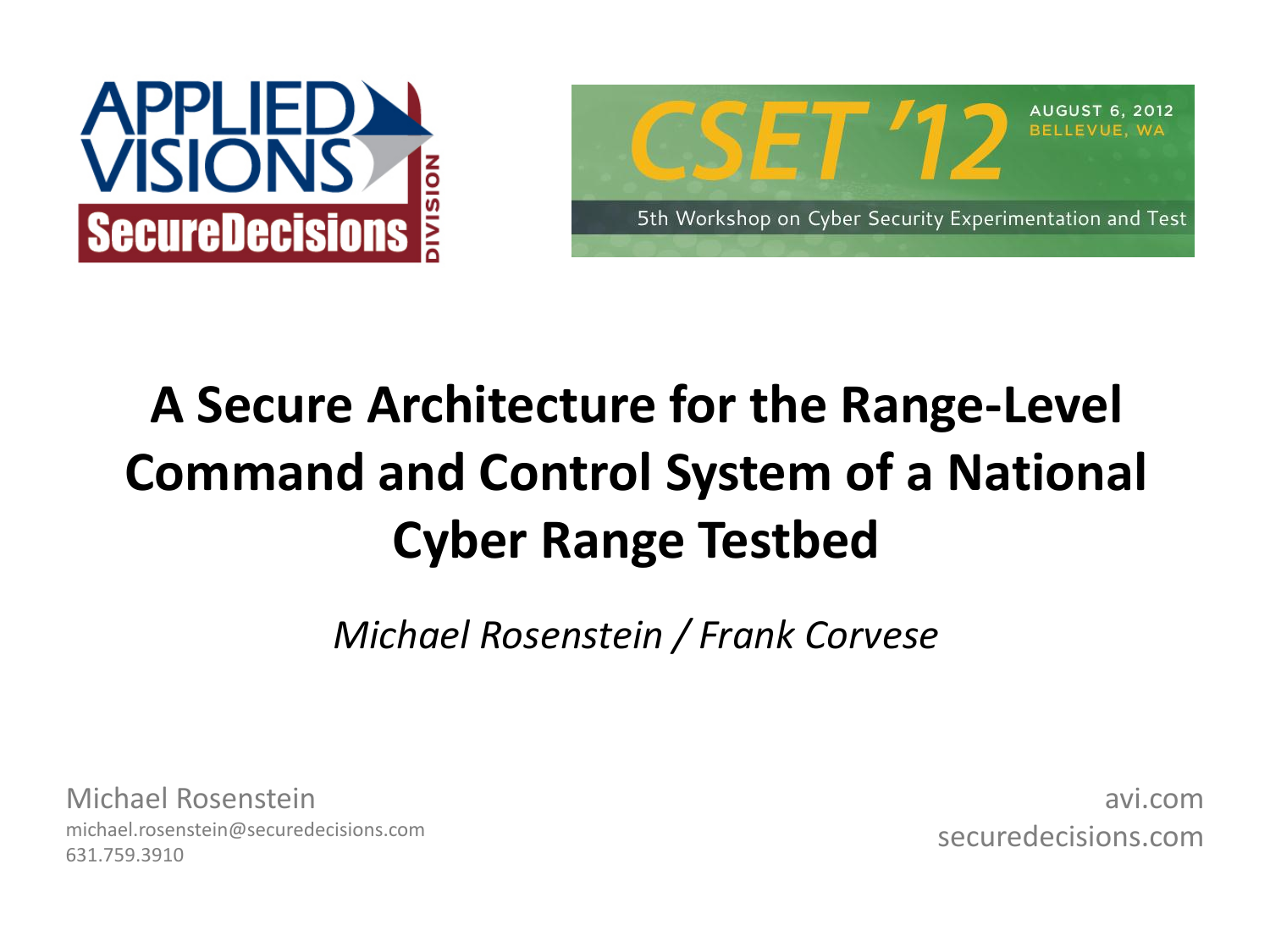APPLIED VISIONS SecureDecisions DIVISION

CSET '12 AUGUST 6, 2012 BELLEVUE, WA

5th Workshop on Cyber Security Experimentation and Test

# A Secure Architecture for the Range-Level Command and Control System of a National Cyber Range Testbed

*Michael Rosenstein / Frank Corvese*

Michael Rosenstein
michael.rosenstein@securedecisions.com
631.759.3910

avi.com
securedecisions.com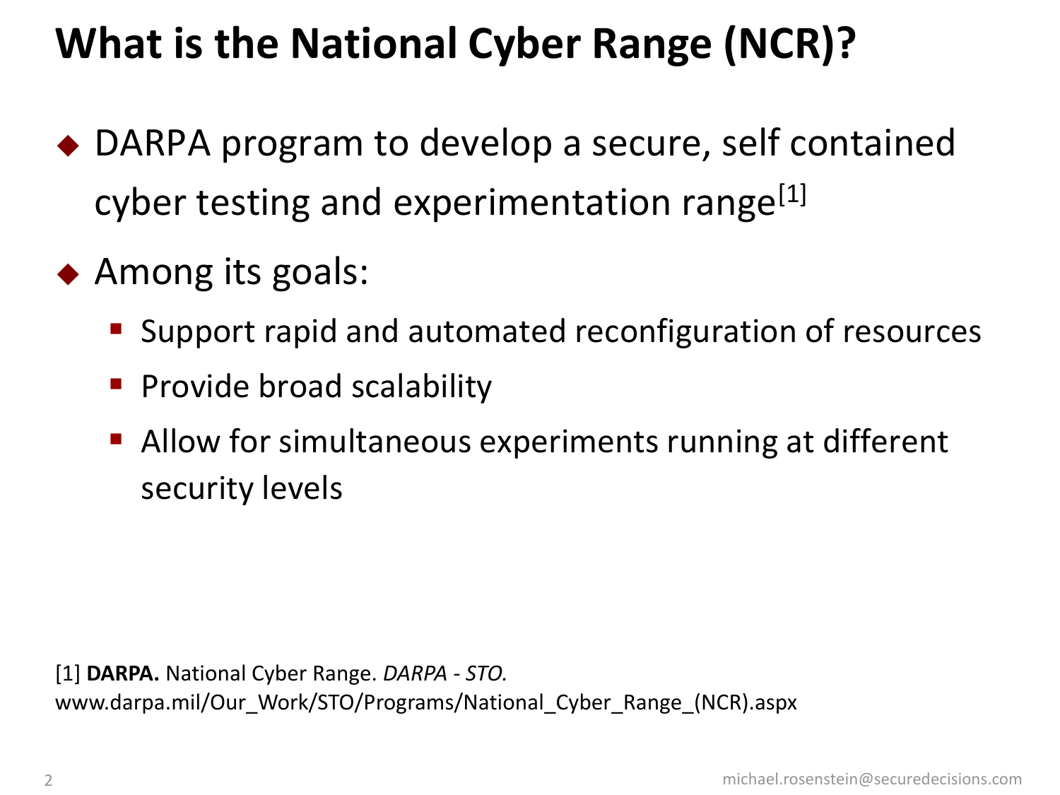# What is the National Cyber Range (NCR)?

- DARPA program to develop a secure, self contained cyber testing and experimentation range[1]
- Among its goals:
  - Support rapid and automated reconfiguration of resources
  - Provide broad scalability
  - Allow for simultaneous experiments running at different security levels

[1] **DARPA.** National Cyber Range. *DARPA - STO.* www.darpa.mil/Our_Work/STO/Programs/National_Cyber_Range_(NCR).aspx

michael.rosenstein@securedecisions.com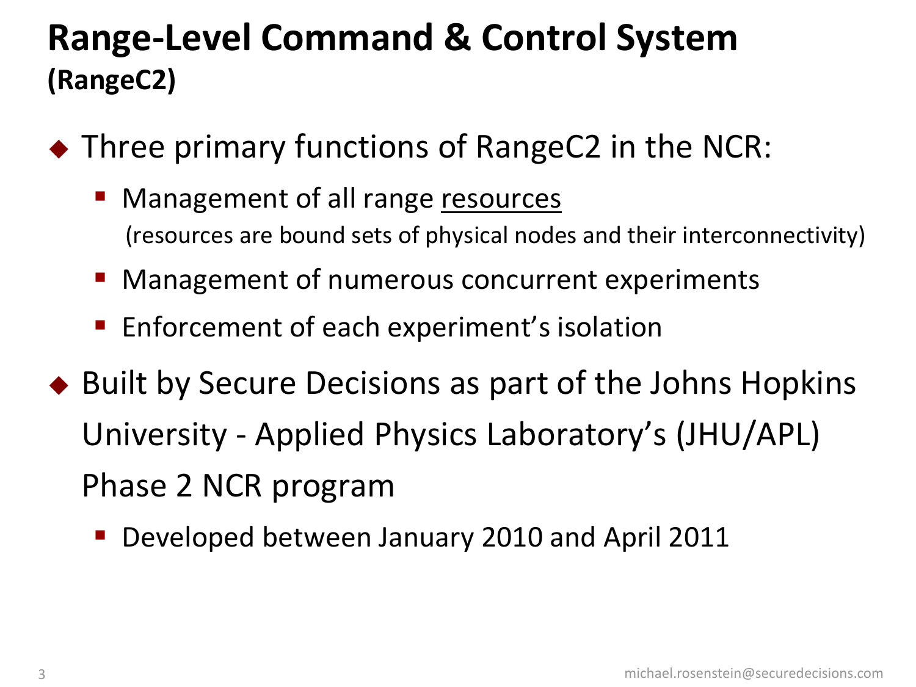# Range-Level Command & Control System
## (RangeC2)

- Three primary functions of RangeC2 in the NCR:
  - Management of all range <u>resources</u>
    (resources are bound sets of physical nodes and their interconnectivity)
  - Management of numerous concurrent experiments
  - Enforcement of each experiment's isolation
- Built by Secure Decisions as part of the Johns Hopkins University - Applied Physics Laboratory's (JHU/APL) Phase 2 NCR program
  - Developed between January 2010 and April 2011

michael.rosenstein@securedecisions.com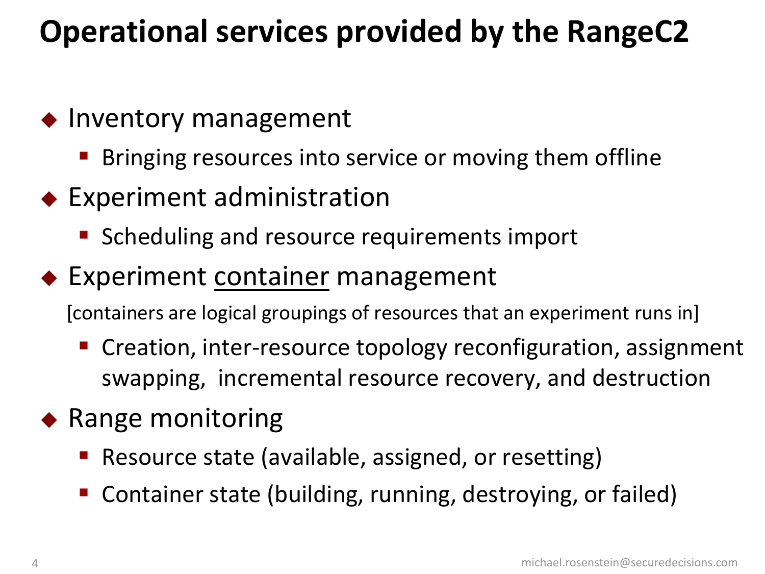# Operational services provided by the RangeC2

- Inventory management
  - Bringing resources into service or moving them offline
- Experiment administration
  - Scheduling and resource requirements import
- Experiment <u>container</u> management

  [containers are logical groupings of resources that an experiment runs in]

  - Creation, inter-resource topology reconfiguration, assignment swapping, incremental resource recovery, and destruction
- Range monitoring
  - Resource state (available, assigned, or resetting)
  - Container state (building, running, destroying, or failed)

michael.rosenstein@securedecisions.com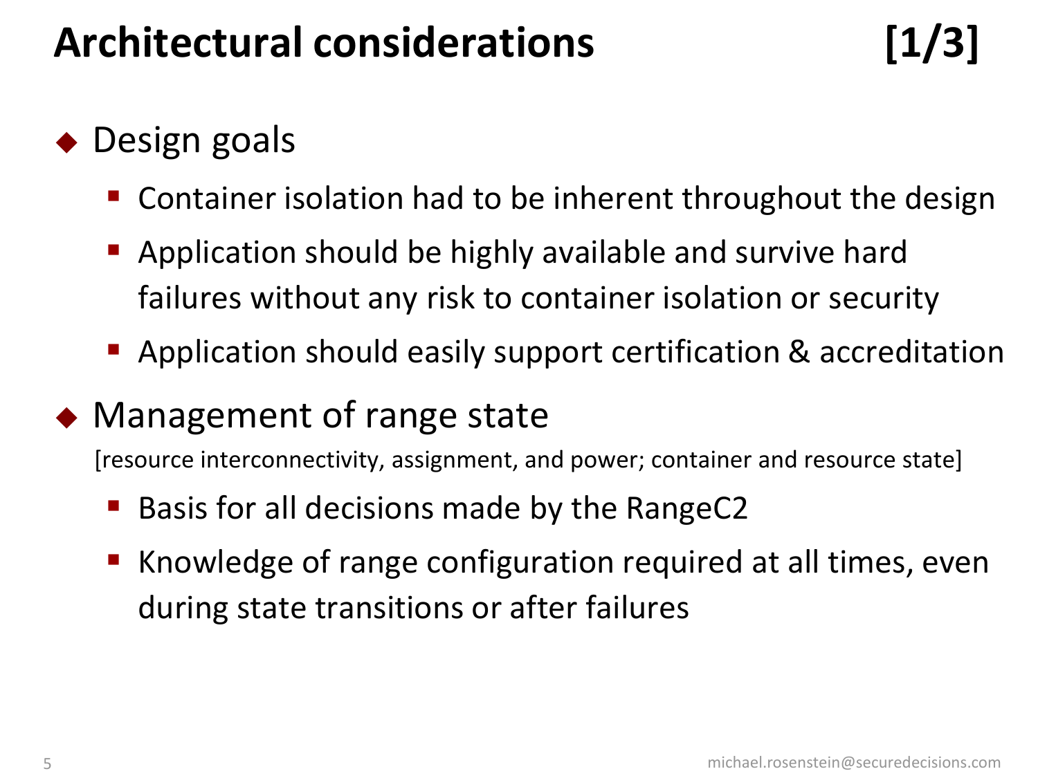# Architectural considerations [1/3]

- Design goals
  - Container isolation had to be inherent throughout the design
  - Application should be highly available and survive hard failures without any risk to container isolation or security
  - Application should easily support certification & accreditation
- Management of range state

  [resource interconnectivity, assignment, and power; container and resource state]
  - Basis for all decisions made by the RangeC2
  - Knowledge of range configuration required at all times, even during state transitions or after failures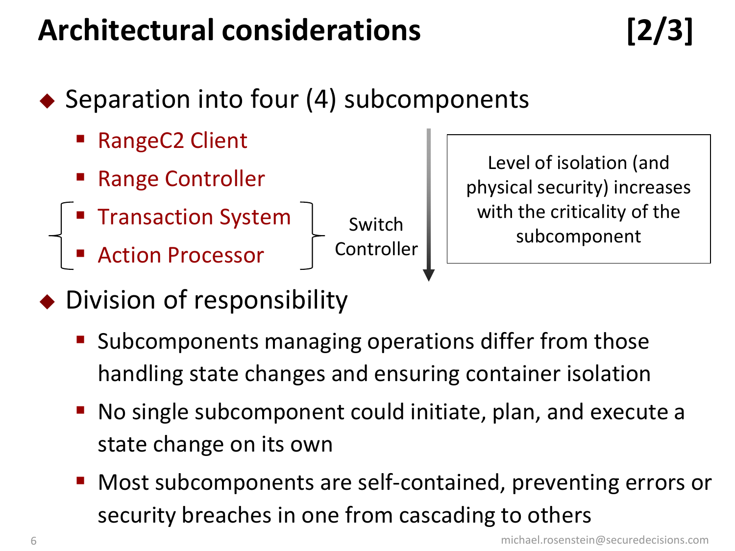# Architectural considerations [2/3]

- Separation into four (4) subcomponents
  - RangeC2 Client
  - Range Controller
  - Transaction System
  - Action Processor

  (Transaction System and Action Processor: Switch Controller)

  Level of isolation (and physical security) increases with the criticality of the subcomponent

- Division of responsibility
  - Subcomponents managing operations differ from those handling state changes and ensuring container isolation
  - No single subcomponent could initiate, plan, and execute a state change on its own
  - Most subcomponents are self-contained, preventing errors or security breaches in one from cascading to others

michael.rosenstein@securedecisions.com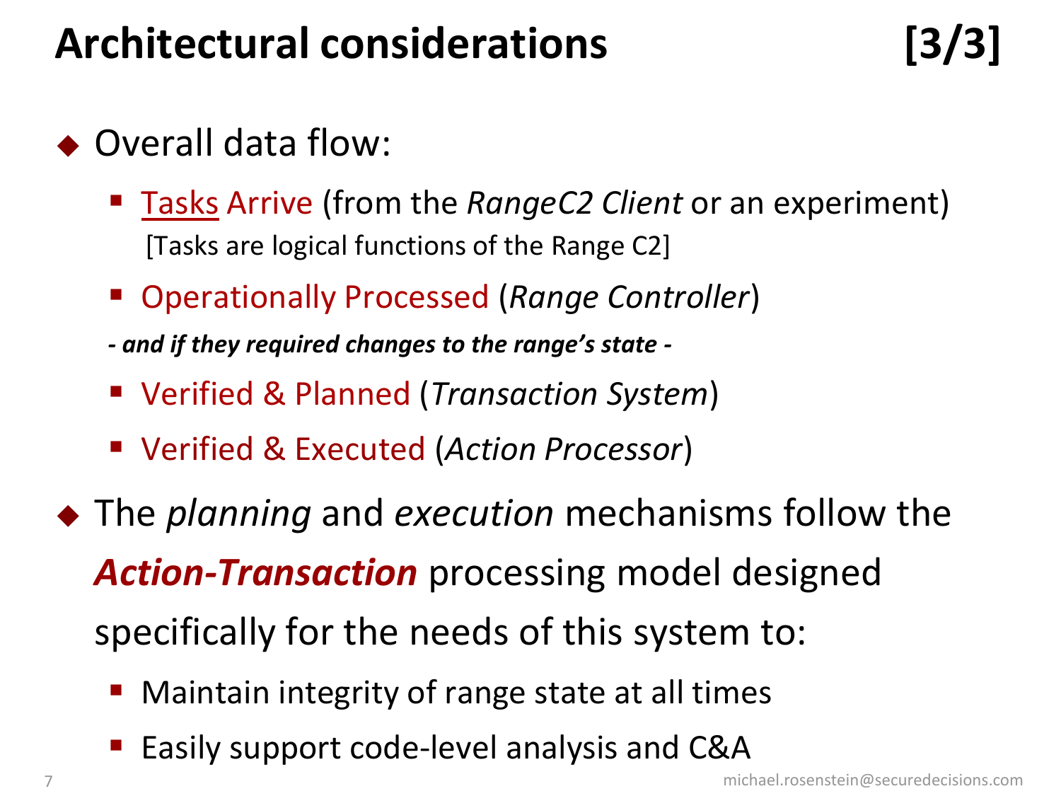# Architectural considerations [3/3]

- Overall data flow:
  - Tasks Arrive (from the *RangeC2 Client* or an experiment)
    [Tasks are logical functions of the Range C2]
  - Operationally Processed (*Range Controller*)

  ***- and if they required changes to the range's state -***

  - Verified & Planned (*Transaction System*)
  - Verified & Executed (*Action Processor*)
- The *planning* and *execution* mechanisms follow the ***Action-Transaction*** processing model designed specifically for the needs of this system to:
  - Maintain integrity of range state at all times
  - Easily support code-level analysis and C&A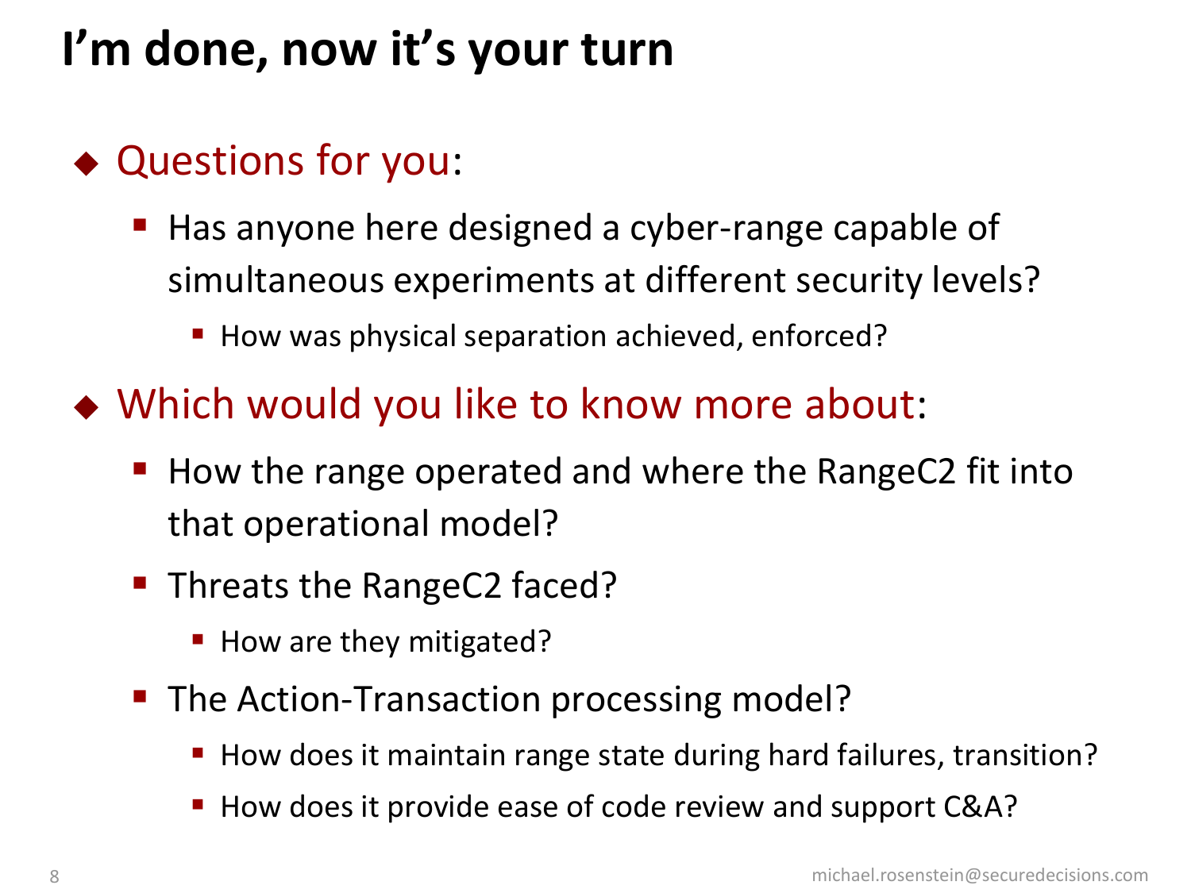# I'm done, now it's your turn

- Questions for you:
  - Has anyone here designed a cyber-range capable of simultaneous experiments at different security levels?
    - How was physical separation achieved, enforced?
- Which would you like to know more about:
  - How the range operated and where the RangeC2 fit into that operational model?
  - Threats the RangeC2 faced?
    - How are they mitigated?
  - The Action-Transaction processing model?
    - How does it maintain range state during hard failures, transition?
    - How does it provide ease of code review and support C&A?

michael.rosenstein@securedecisions.com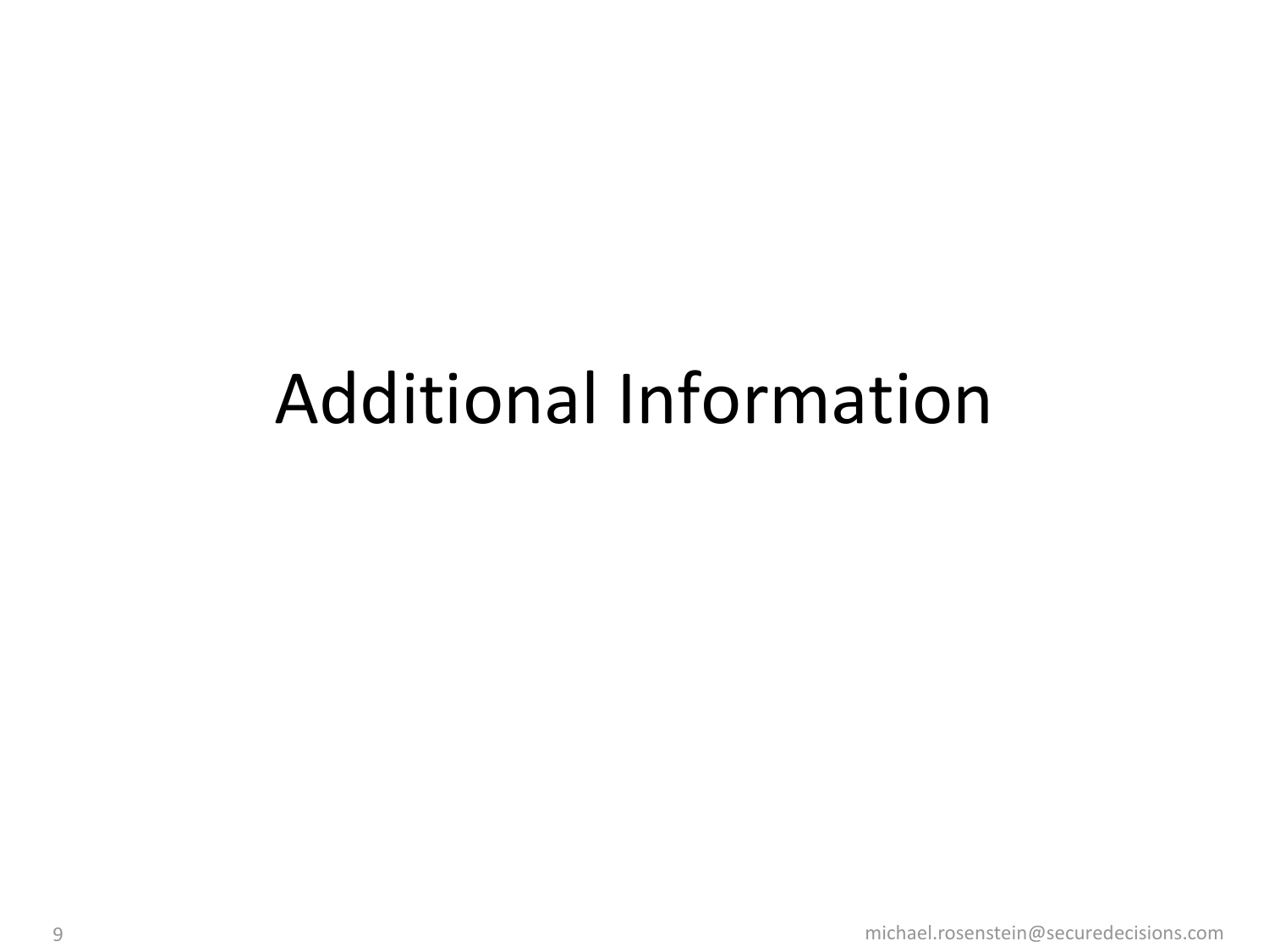# Additional Information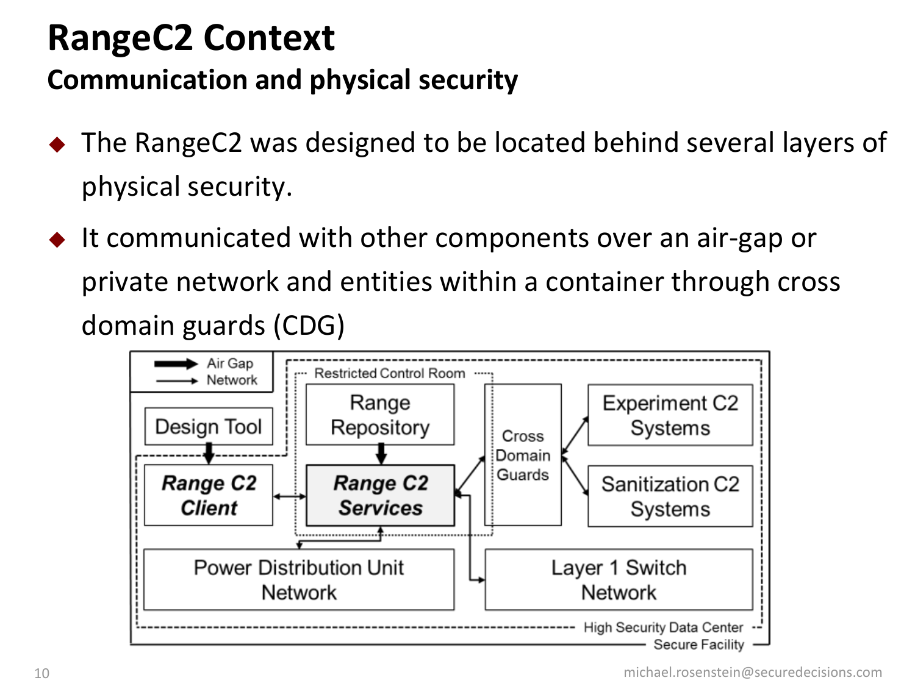# RangeC2 Context

## Communication and physical security

- The RangeC2 was designed to be located behind several layers of physical security.
- It communicated with other components over an air-gap or private network and entities within a container through cross domain guards (CDG)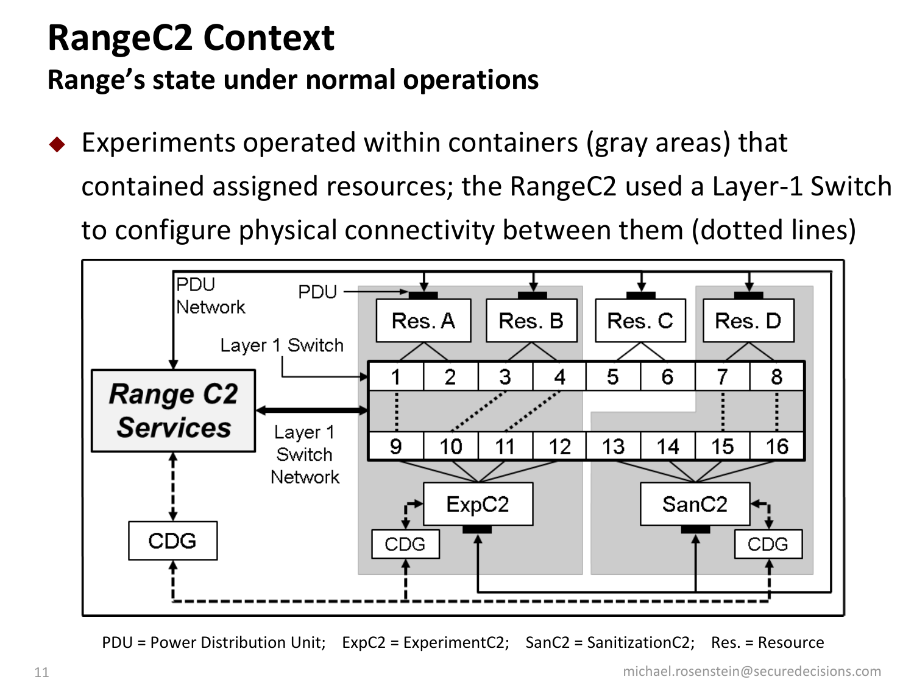# RangeC2 Context

## Range's state under normal operations

- Experiments operated within containers (gray areas) that contained assigned resources; the RangeC2 used a Layer-1 Switch to configure physical connectivity between them (dotted lines)

PDU = Power Distribution Unit; ExpC2 = ExperimentC2; SanC2 = SanitizationC2; Res. = Resource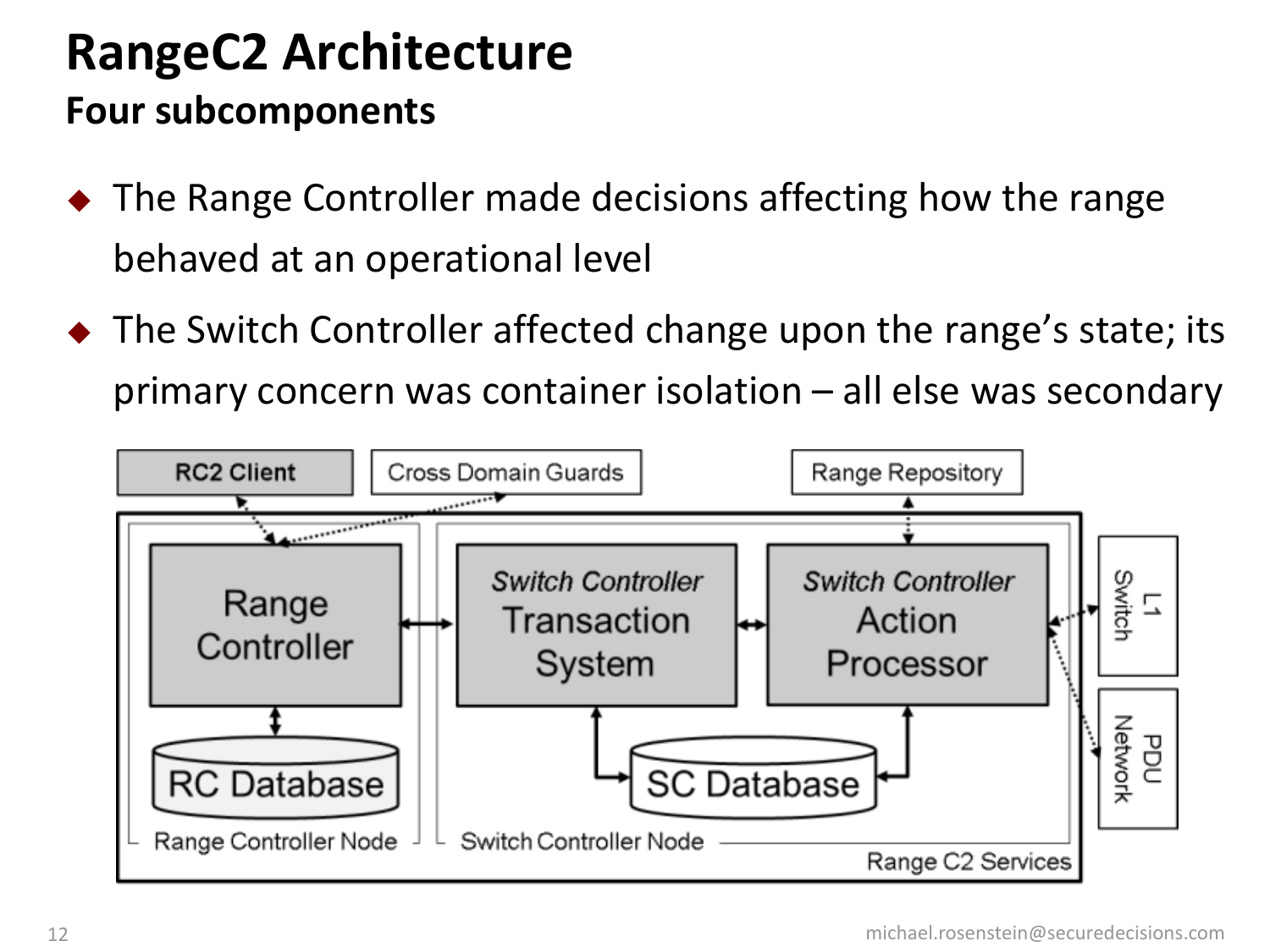# RangeC2 Architecture

## Four subcomponents

- The Range Controller made decisions affecting how the range behaved at an operational level
- The Switch Controller affected change upon the range's state; its primary concern was container isolation – all else was secondary

RC2 Client | Cross Domain Guards | Range Repository

Range Controller | *Switch Controller* Transaction System | *Switch Controller* Action Processor

RC Database | SC Database

L1 Switch | PDU Network

Range Controller Node | Switch Controller Node | Range C2 Services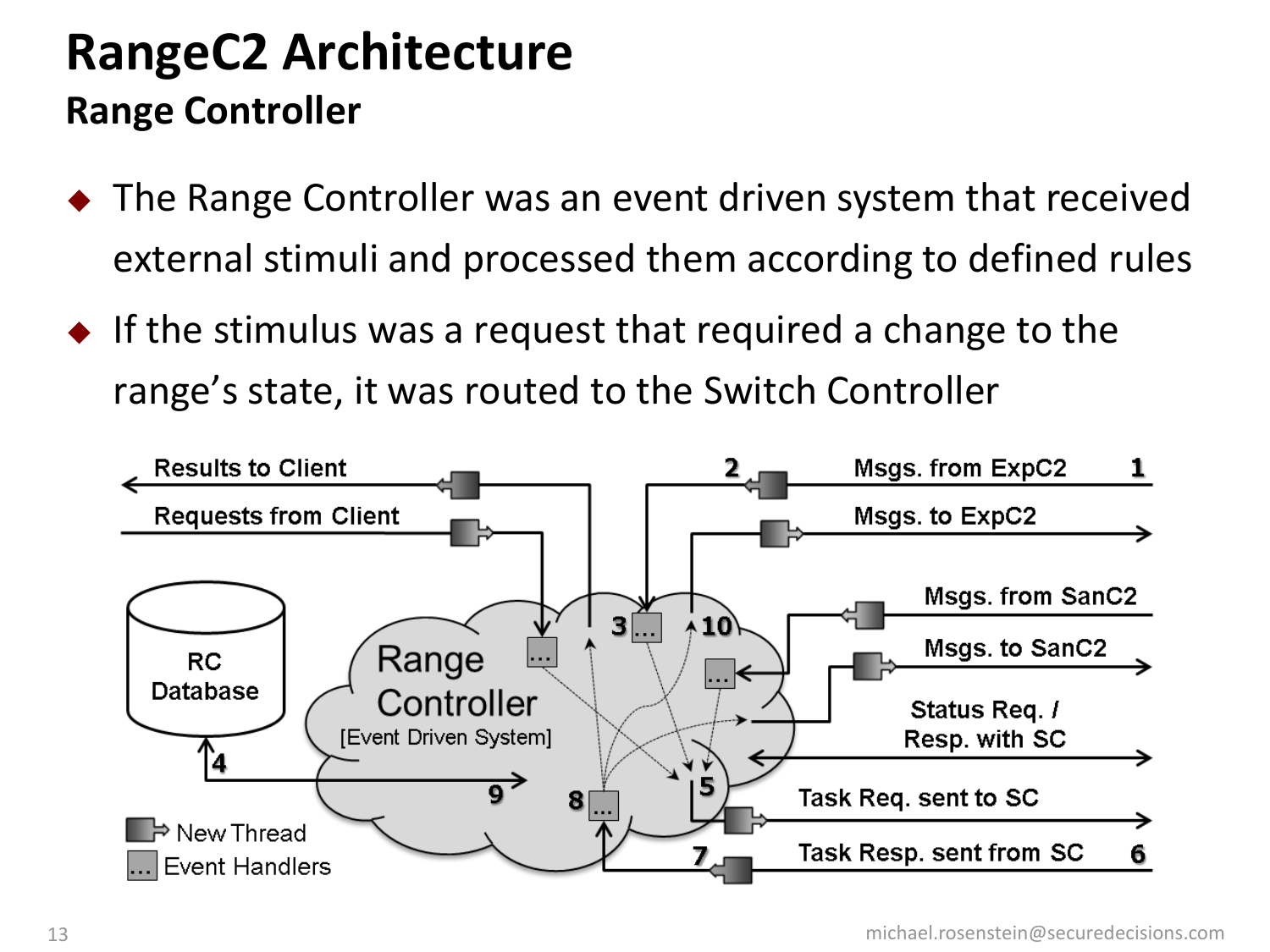# RangeC2 Architecture

## Range Controller

- The Range Controller was an event driven system that received external stimuli and processed them according to defined rules
- If the stimulus was a request that required a change to the range's state, it was routed to the Switch Controller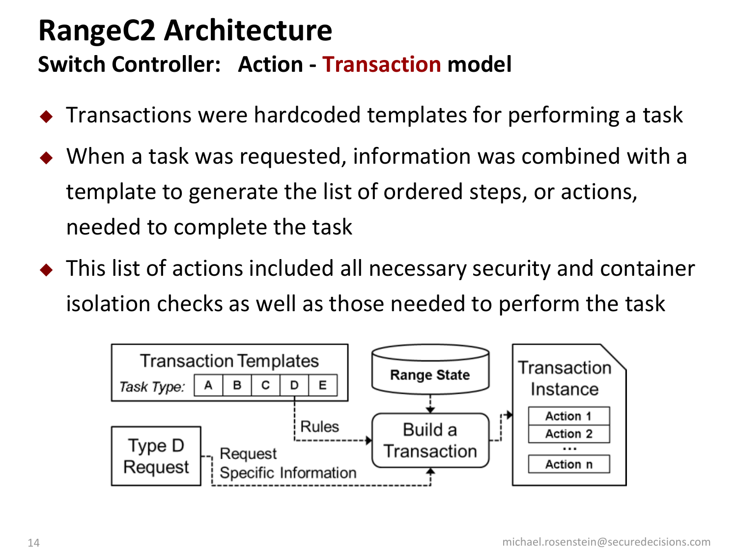# RangeC2 Architecture

## Switch Controller: Action - Transaction model

- Transactions were hardcoded templates for performing a task
- When a task was requested, information was combined with a template to generate the list of ordered steps, or actions, needed to complete the task
- This list of actions included all necessary security and container isolation checks as well as those needed to perform the task

Transaction Templates

*Task Type:* A B C D E

Rules

Range State

Build a Transaction

Transaction Instance

Action 1

Action 2

...

Action n

Type D Request

Request Specific Information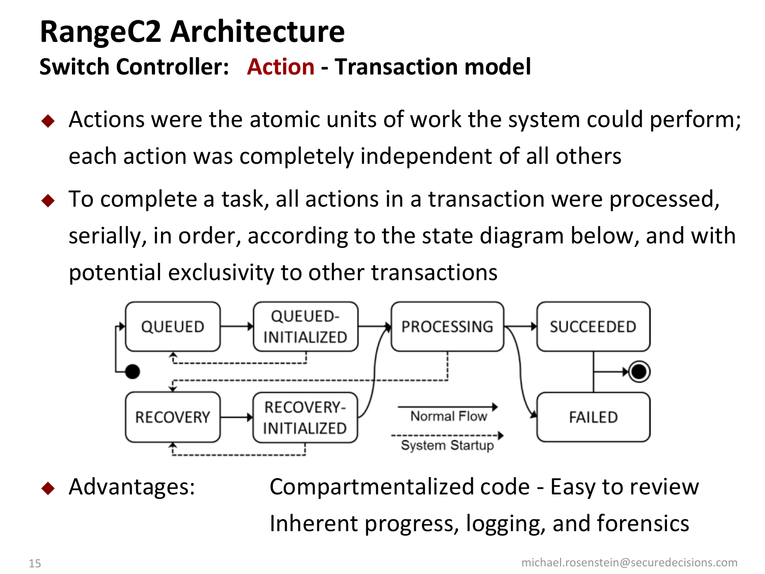# RangeC2 Architecture

## Switch Controller: Action - Transaction model

- Actions were the atomic units of work the system could perform; each action was completely independent of all others
- To complete a task, all actions in a transaction were processed, serially, in order, according to the state diagram below, and with potential exclusivity to other transactions

QUEUED → QUEUED-INITIALIZED → PROCESSING → SUCCEEDED / FAILED

RECOVERY → RECOVERY-INITIALIZED → PROCESSING

Normal Flow

System Startup

- Advantages: Compartmentalized code - Easy to review
  Inherent progress, logging, and forensics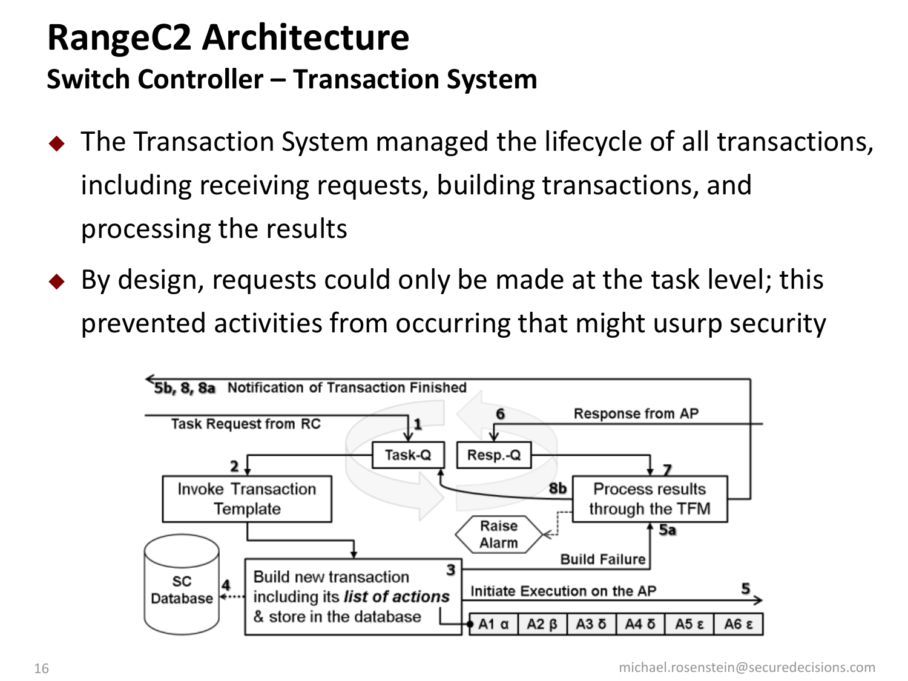# RangeC2 Architecture

## Switch Controller – Transaction System

- The Transaction System managed the lifecycle of all transactions, including receiving requests, building transactions, and processing the results
- By design, requests could only be made at the task level; this prevented activities from occurring that might usurp security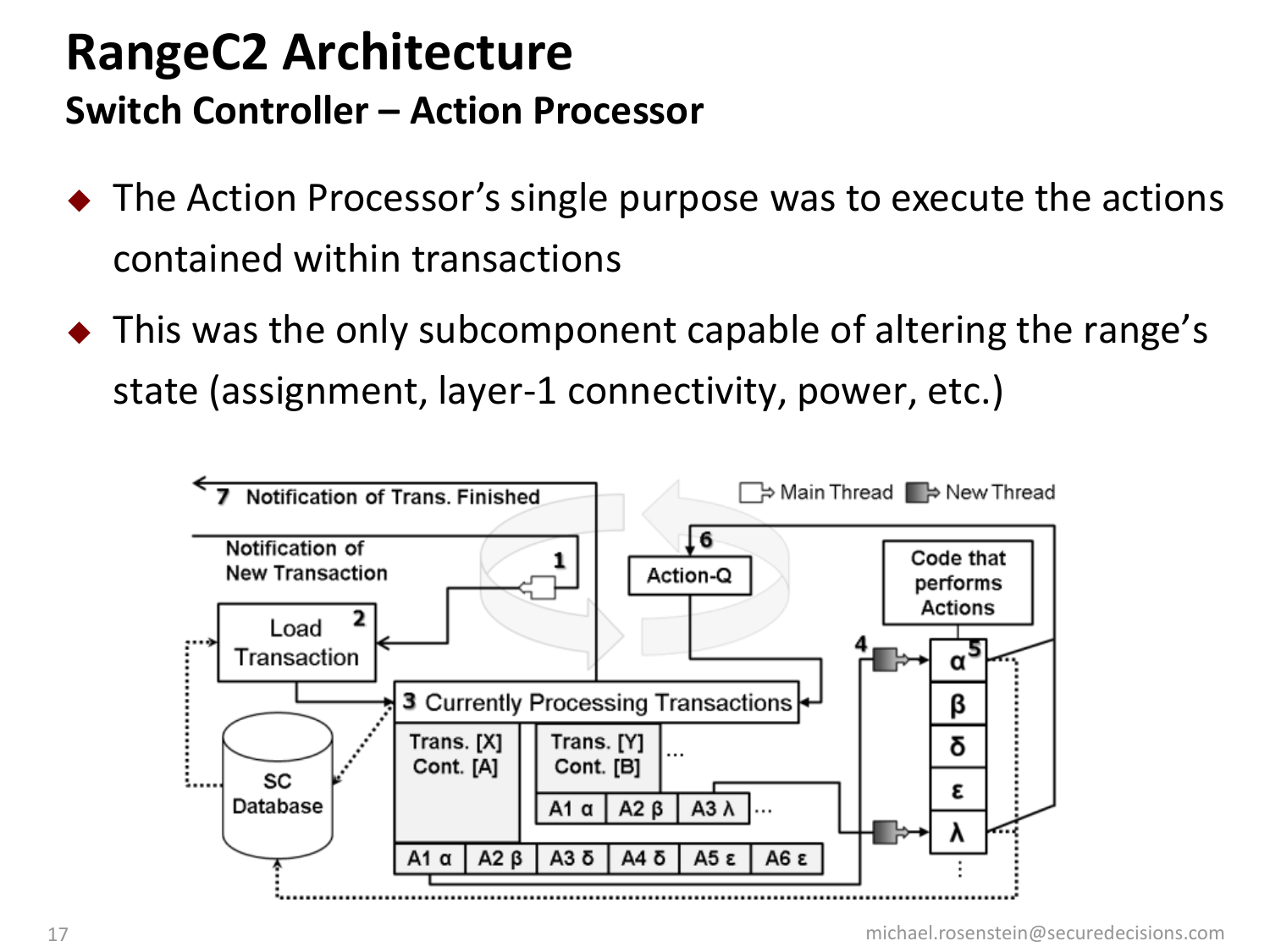# RangeC2 Architecture

## Switch Controller – Action Processor

- The Action Processor's single purpose was to execute the actions contained within transactions
- This was the only subcomponent capable of altering the range's state (assignment, layer-1 connectivity, power, etc.)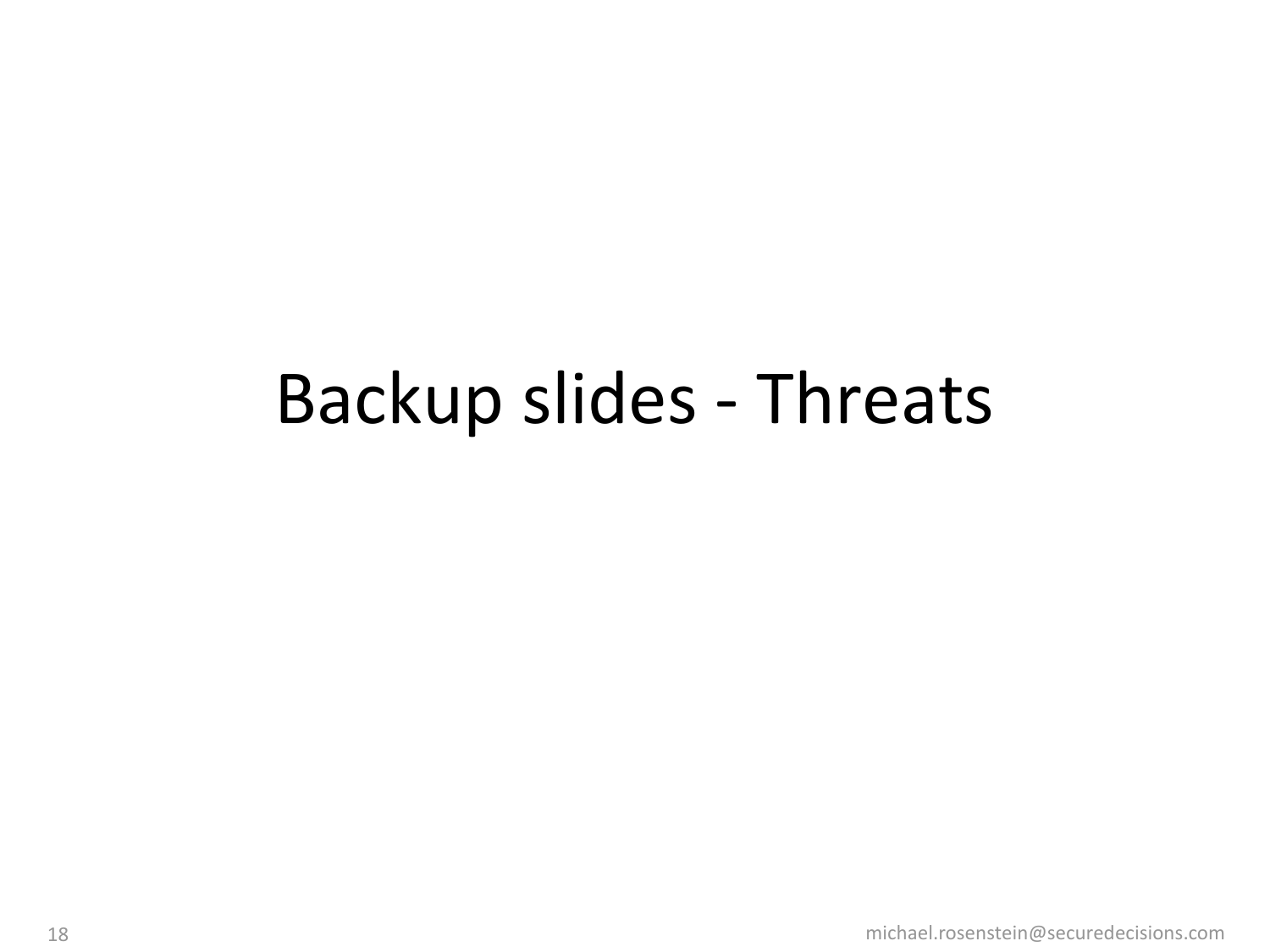# Backup slides - Threats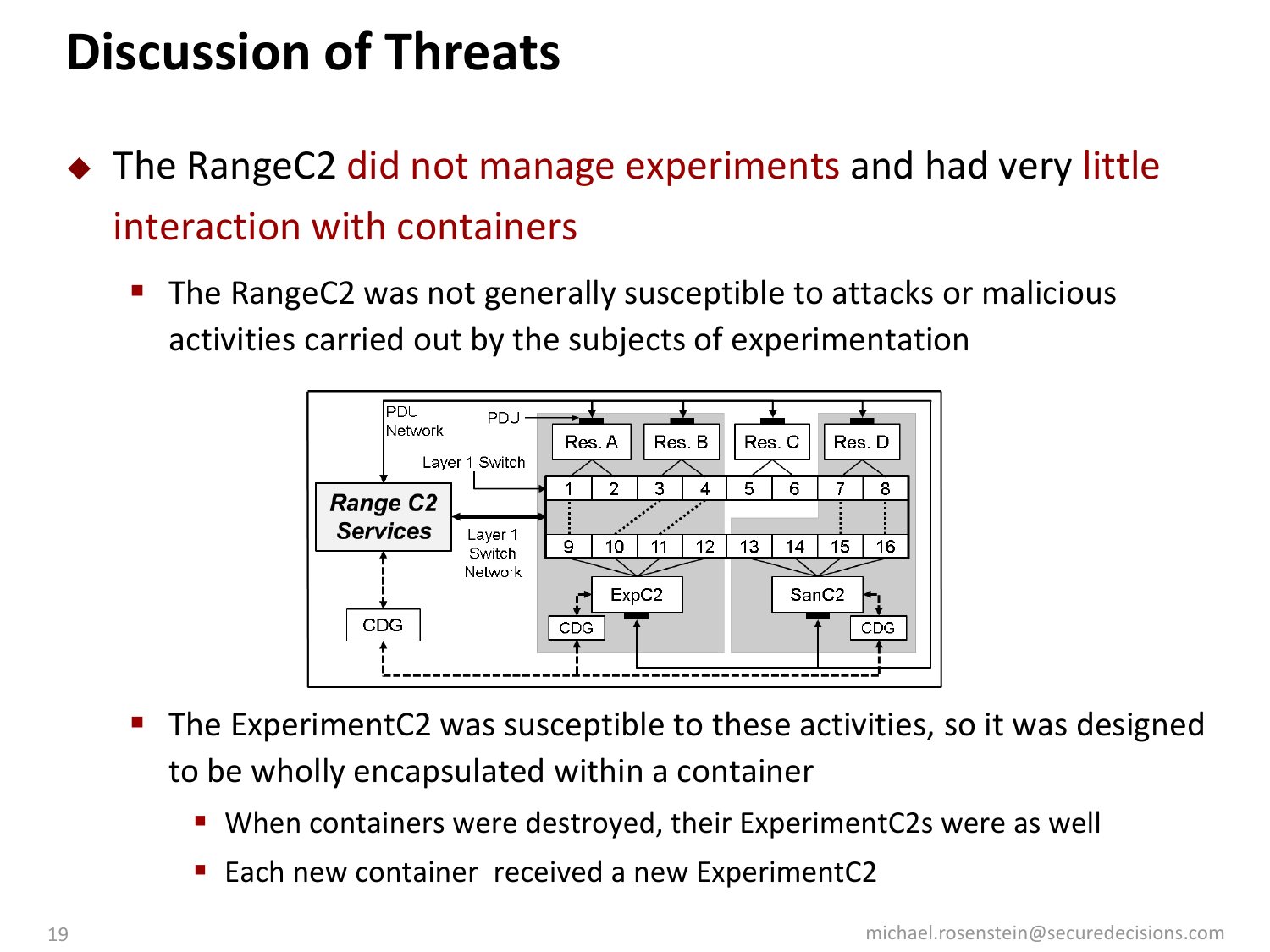# Discussion of Threats

- The RangeC2 did not manage experiments and had very little interaction with containers
  - The RangeC2 was not generally susceptible to attacks or malicious activities carried out by the subjects of experimentation
  - The ExperimentC2 was susceptible to these activities, so it was designed to be wholly encapsulated within a container
    - When containers were destroyed, their ExperimentC2s were as well
    - Each new container received a new ExperimentC2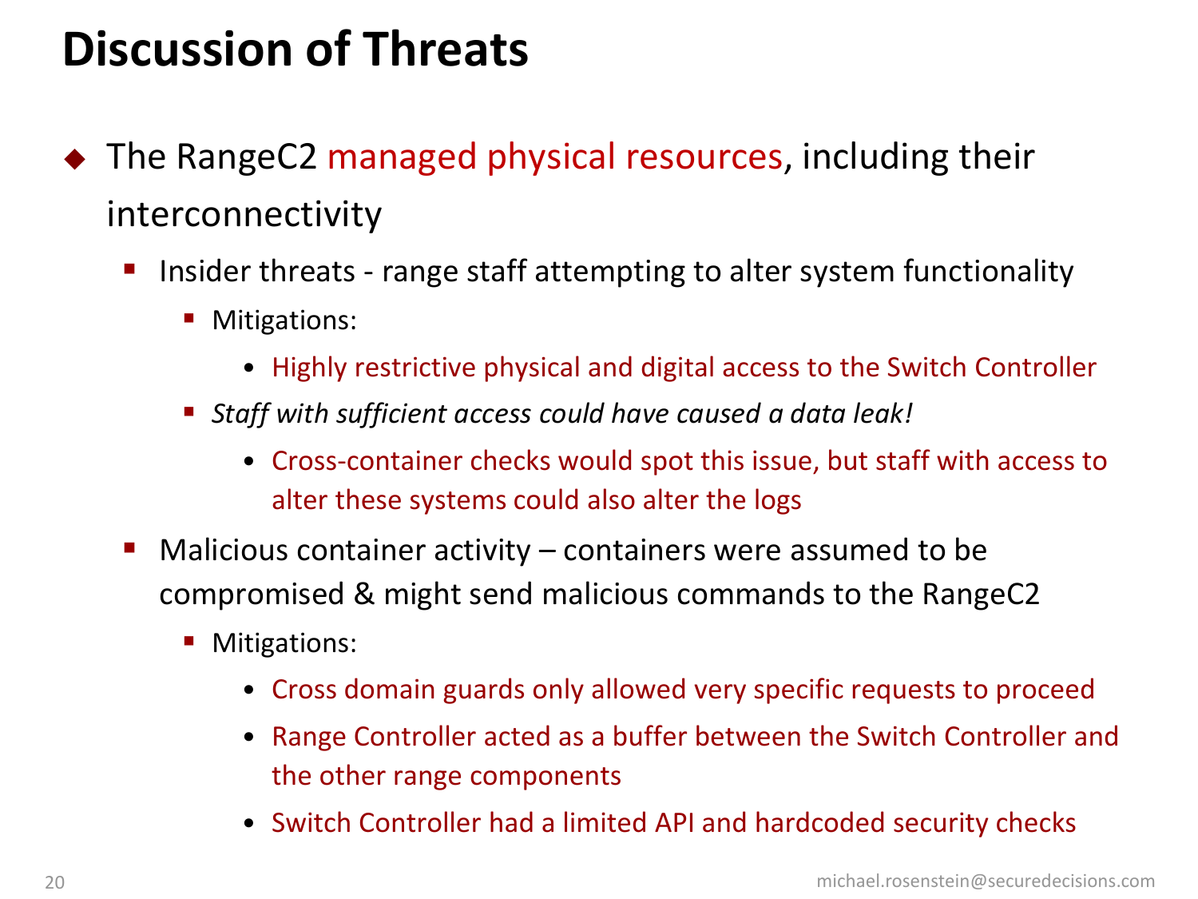# Discussion of Threats

- The RangeC2 managed physical resources, including their interconnectivity
  - Insider threats - range staff attempting to alter system functionality
    - Mitigations:
      - Highly restrictive physical and digital access to the Switch Controller
    - *Staff with sufficient access could have caused a data leak!*
      - Cross-container checks would spot this issue, but staff with access to alter these systems could also alter the logs
  - Malicious container activity – containers were assumed to be compromised & might send malicious commands to the RangeC2
    - Mitigations:
      - Cross domain guards only allowed very specific requests to proceed
      - Range Controller acted as a buffer between the Switch Controller and the other range components
      - Switch Controller had a limited API and hardcoded security checks

michael.rosenstein@securedecisions.com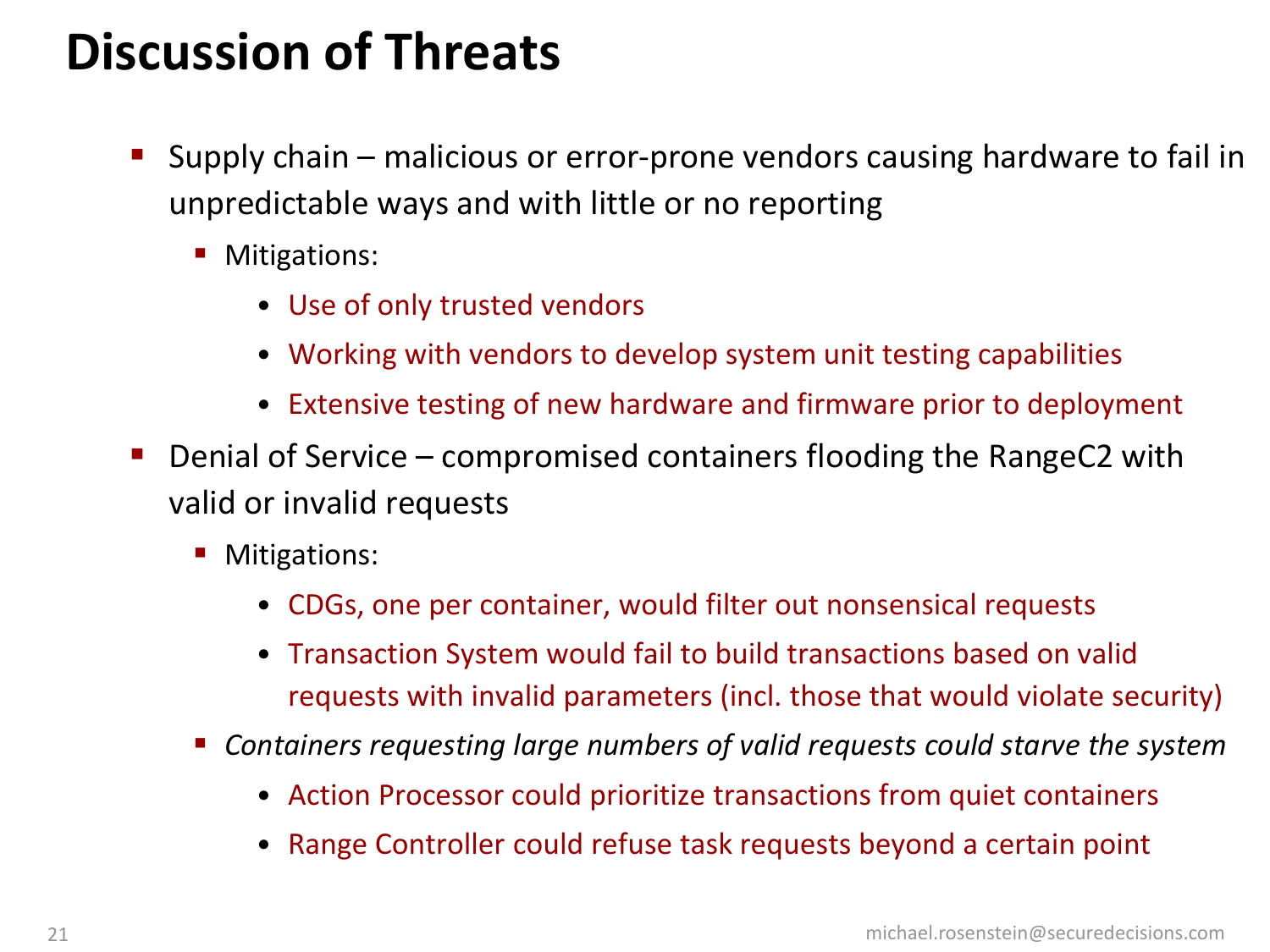# Discussion of Threats

- Supply chain – malicious or error-prone vendors causing hardware to fail in unpredictable ways and with little or no reporting
  - Mitigations:
    - Use of only trusted vendors
    - Working with vendors to develop system unit testing capabilities
    - Extensive testing of new hardware and firmware prior to deployment
- Denial of Service – compromised containers flooding the RangeC2 with valid or invalid requests
  - Mitigations:
    - CDGs, one per container, would filter out nonsensical requests
    - Transaction System would fail to build transactions based on valid requests with invalid parameters (incl. those that would violate security)
  - *Containers requesting large numbers of valid requests could starve the system*
    - Action Processor could prioritize transactions from quiet containers
    - Range Controller could refuse task requests beyond a certain point

michael.rosenstein@securedecisions.com